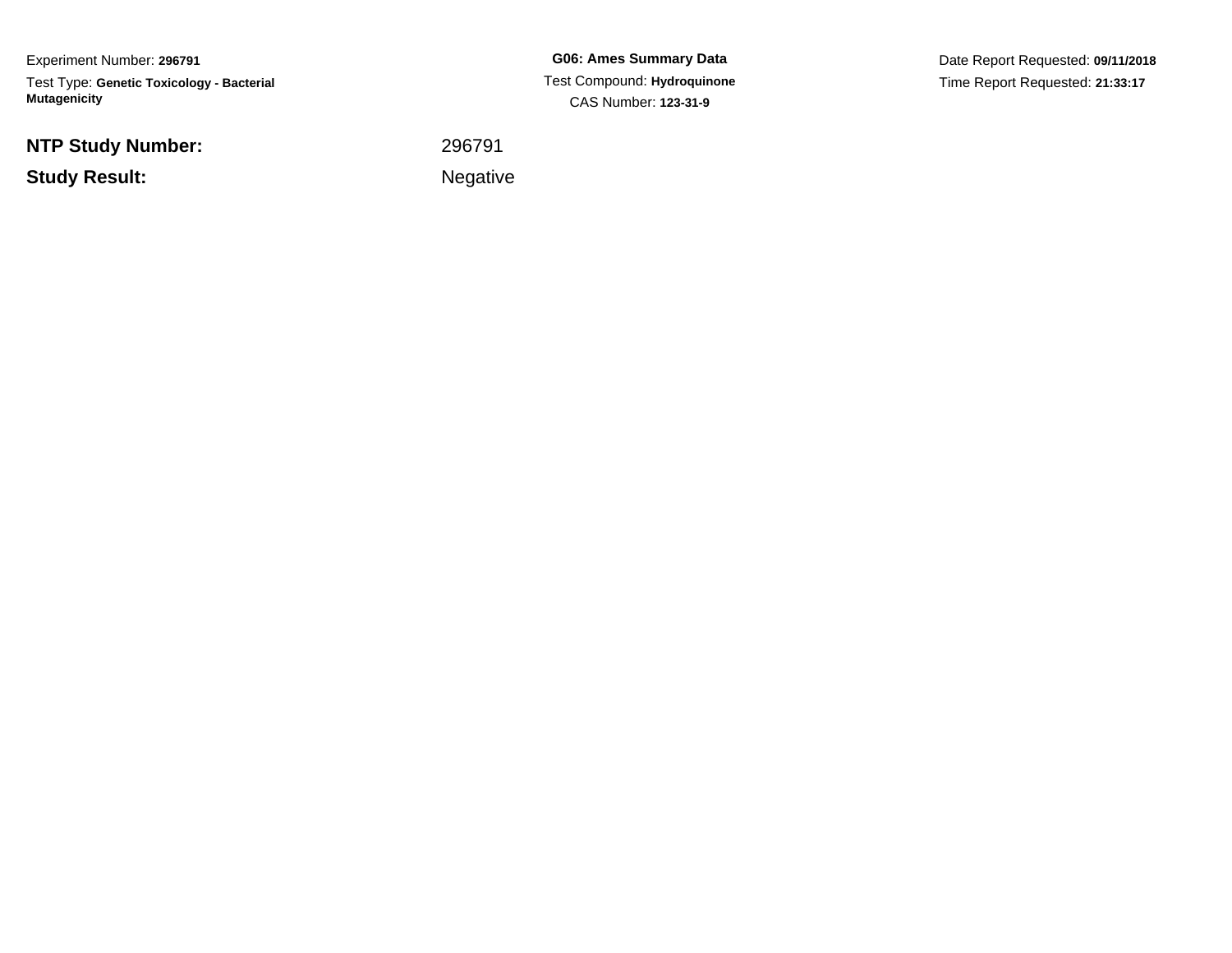Experiment Number: **296791**
Test Type: **Genetic Toxicology - Bacterial Mutagenicity**

**G06: Ames Summary Data**
Test Compound: **Hydroquinone**
CAS Number: **123-31-9**

Date Report Requested: **09/11/2018**
Time Report Requested: **21:33:17**

| | |
|---|---|
| **NTP Study Number:** | 296791 |
| **Study Result:** | Negative |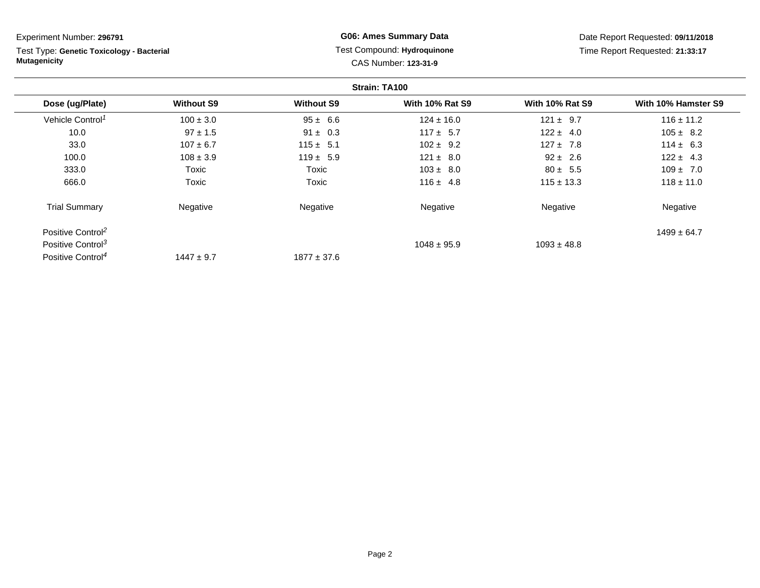Experiment Number: **296791**

Test Type: **Genetic Toxicology - Bacterial Mutagenicity**

**G06: Ames Summary Data**

Test Compound: **Hydroquinone**

CAS Number: **123-31-9**

Date Report Requested: **09/11/2018**

Time Report Requested: **21:33:17**

**Strain: TA100**

| Dose (ug/Plate) | Without S9 | Without S9 | With 10% Rat S9 | With 10% Rat S9 | With 10% Hamster S9 |
|---|---|---|---|---|---|
| Vehicle Control[1] | 100 ± 3.0 | 95 ± 6.6 | 124 ± 16.0 | 121 ± 9.7 | 116 ± 11.2 |
| 10.0 | 97 ± 1.5 | 91 ± 0.3 | 117 ± 5.7 | 122 ± 4.0 | 105 ± 8.2 |
| 33.0 | 107 ± 6.7 | 115 ± 5.1 | 102 ± 9.2 | 127 ± 7.8 | 114 ± 6.3 |
| 100.0 | 108 ± 3.9 | 119 ± 5.9 | 121 ± 8.0 | 92 ± 2.6 | 122 ± 4.3 |
| 333.0 | Toxic | Toxic | 103 ± 8.0 | 80 ± 5.5 | 109 ± 7.0 |
| 666.0 | Toxic | Toxic | 116 ± 4.8 | 115 ± 13.3 | 118 ± 11.0 |
| Trial Summary | Negative | Negative | Negative | Negative | Negative |
| Positive Control[2] | | | | | 1499 ± 64.7 |
| Positive Control[3] | | | 1048 ± 95.9 | 1093 ± 48.8 | |
| Positive Control[4] | 1447 ± 9.7 | 1877 ± 37.6 | | | |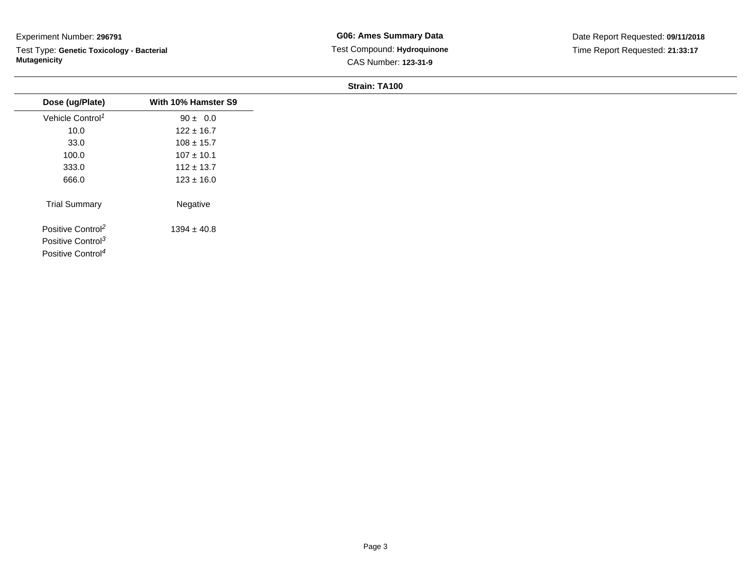Experiment Number: **296791**

Test Type: **Genetic Toxicology - Bacterial Mutagenicity**

**G06: Ames Summary Data**

Test Compound: **Hydroquinone**

CAS Number: **123-31-9**

Date Report Requested: **09/11/2018**

Time Report Requested: **21:33:17**

**Strain: TA100**

| Dose (ug/Plate) | With 10% Hamster S9 |
|---|---|
| Vehicle Control[1] | 90 ± 0.0 |
| 10.0 | 122 ± 16.7 |
| 33.0 | 108 ± 15.7 |
| 100.0 | 107 ± 10.1 |
| 333.0 | 112 ± 13.7 |
| 666.0 | 123 ± 16.0 |
| Trial Summary | Negative |
| Positive Control[2] | 1394 ± 40.8 |
| Positive Control[3] | |
| Positive Control[4] | |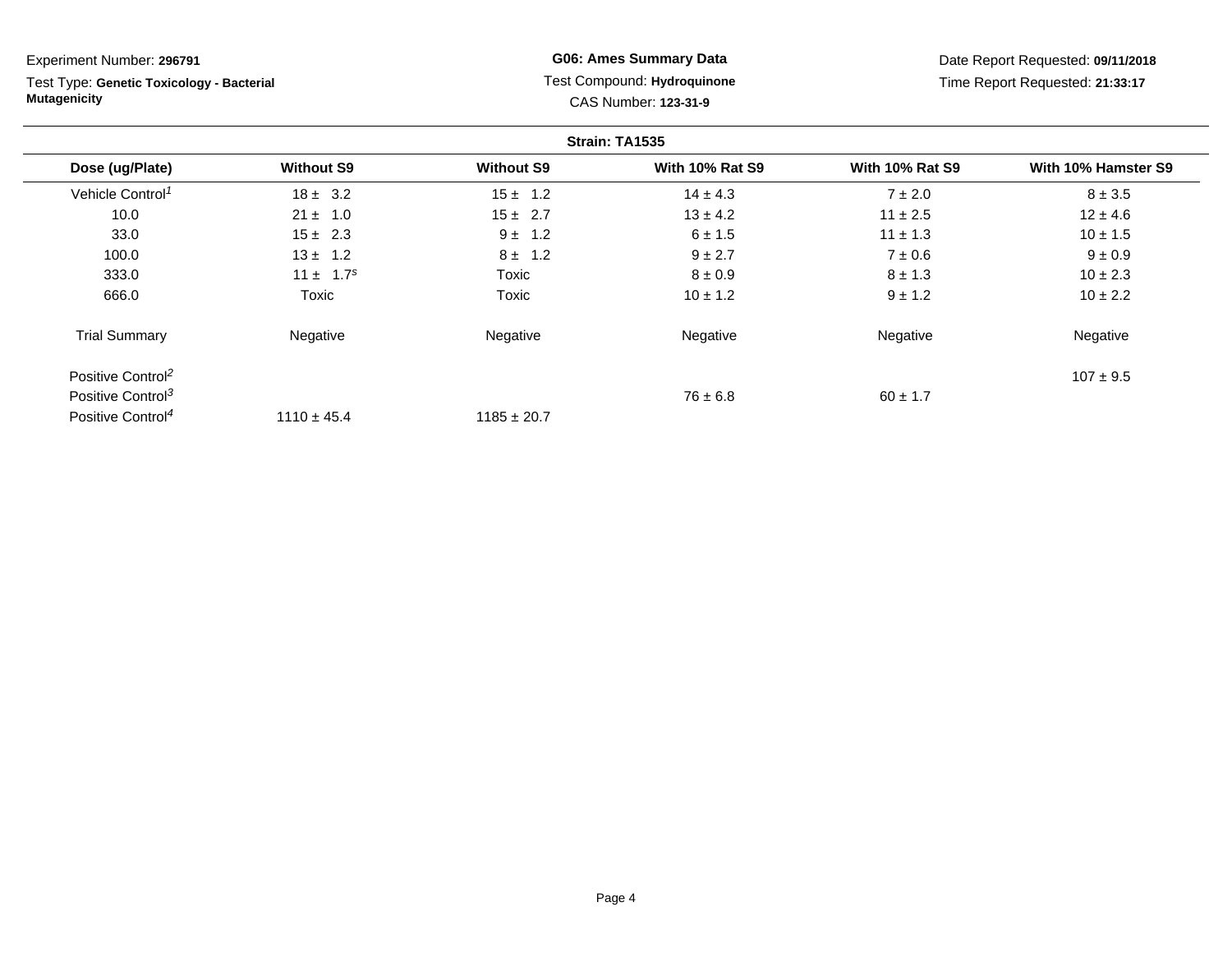Experiment Number: **296791**

Test Type: **Genetic Toxicology - Bacterial Mutagenicity**

**G06: Ames Summary Data**

Test Compound: **Hydroquinone**

CAS Number: **123-31-9**

Date Report Requested: **09/11/2018**

Time Report Requested: **21:33:17**

**Strain: TA1535**

| Dose (ug/Plate) | Without S9 | Without S9 | With 10% Rat S9 | With 10% Rat S9 | With 10% Hamster S9 |
|---|---|---|---|---|---|
| Vehicle Control[1] | 18 ± 3.2 | 15 ± 1.2 | 14 ± 4.3 | 7 ± 2.0 | 8 ± 3.5 |
| 10.0 | 21 ± 1.0 | 15 ± 2.7 | 13 ± 4.2 | 11 ± 2.5 | 12 ± 4.6 |
| 33.0 | 15 ± 2.3 | 9 ± 1.2 | 6 ± 1.5 | 11 ± 1.3 | 10 ± 1.5 |
| 100.0 | 13 ± 1.2 | 8 ± 1.2 | 9 ± 2.7 | 7 ± 0.6 | 9 ± 0.9 |
| 333.0 | 11 ± 1.7[s] | Toxic | 8 ± 0.9 | 8 ± 1.3 | 10 ± 2.3 |
| 666.0 | Toxic | Toxic | 10 ± 1.2 | 9 ± 1.2 | 10 ± 2.2 |
| Trial Summary | Negative | Negative | Negative | Negative | Negative |
| Positive Control[2] | | | | | 107 ± 9.5 |
| Positive Control[3] | | | 76 ± 6.8 | 60 ± 1.7 | |
| Positive Control[4] | 1110 ± 45.4 | 1185 ± 20.7 | | | |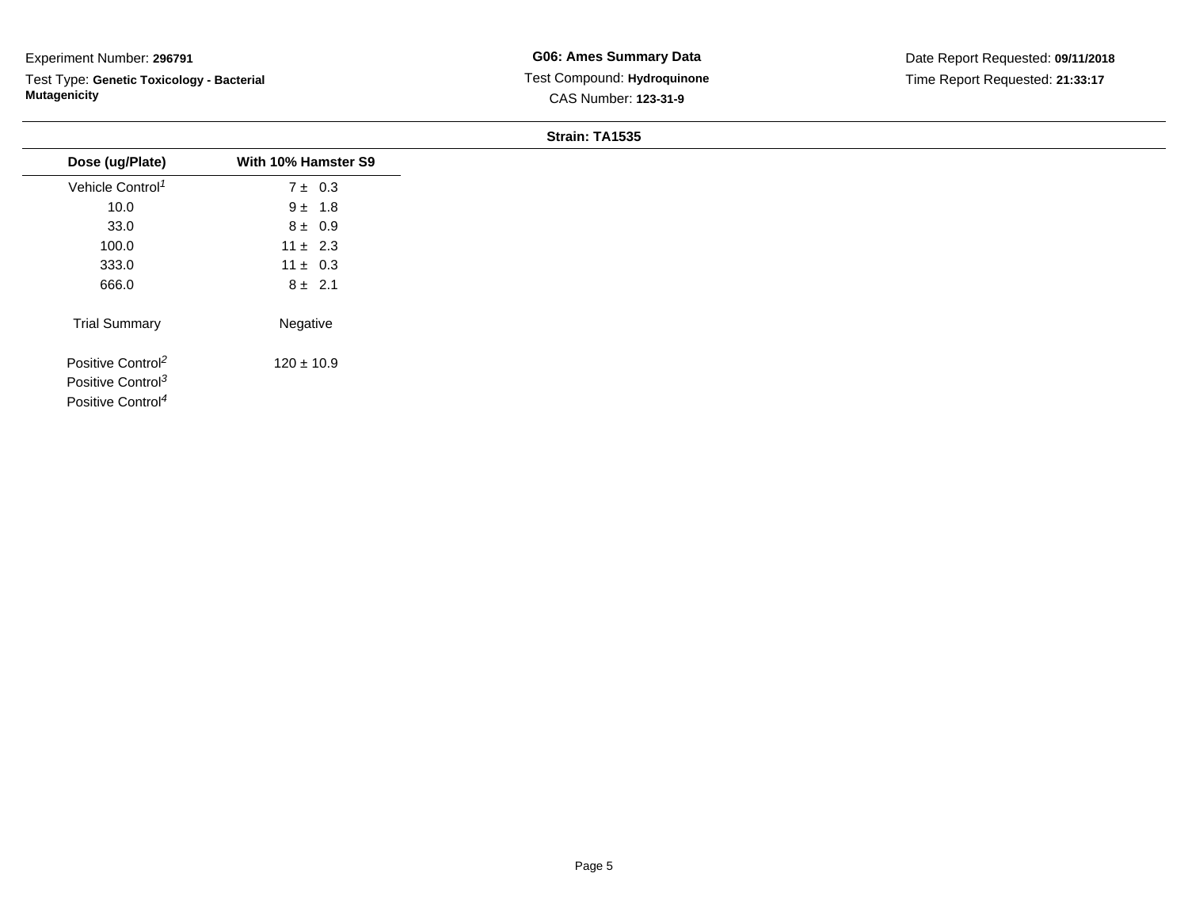Experiment Number: **296791**

Test Type: **Genetic Toxicology - Bacterial Mutagenicity**

**G06: Ames Summary Data**

Test Compound: **Hydroquinone**

CAS Number: **123-31-9**

Date Report Requested: **09/11/2018**

Time Report Requested: **21:33:17**

**Strain: TA1535**

| Dose (ug/Plate) | With 10% Hamster S9 |
|---|---|
| Vehicle Control[1] | 7 ± 0.3 |
| 10.0 | 9 ± 1.8 |
| 33.0 | 8 ± 0.9 |
| 100.0 | 11 ± 2.3 |
| 333.0 | 11 ± 0.3 |
| 666.0 | 8 ± 2.1 |
| Trial Summary | Negative |
| Positive Control[2] | 120 ± 10.9 |
| Positive Control[3] | |
| Positive Control[4] | |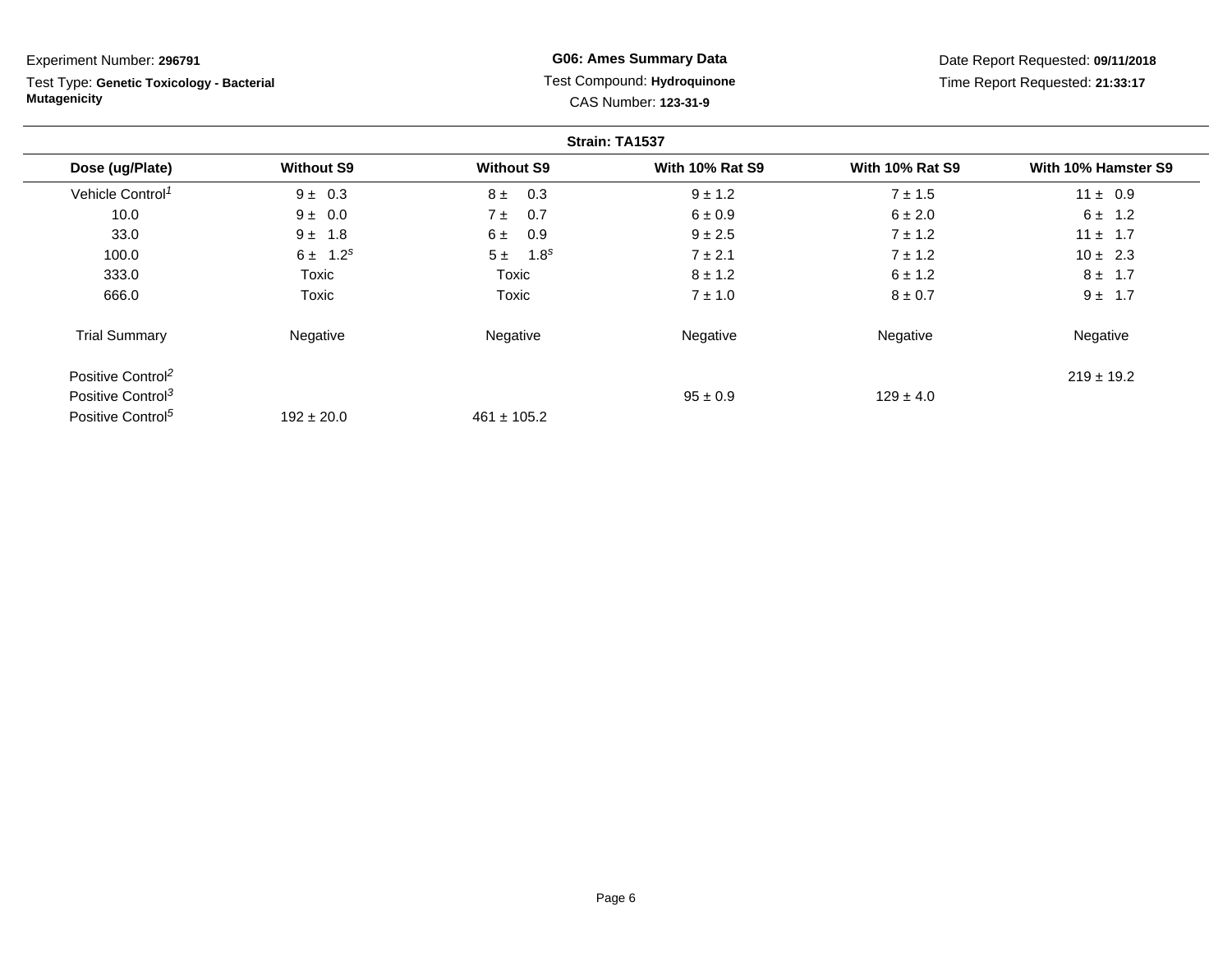Experiment Number: **296791**

Test Type: **Genetic Toxicology - Bacterial Mutagenicity**

**G06: Ames Summary Data**

Test Compound: **Hydroquinone**

CAS Number: **123-31-9**

Date Report Requested: **09/11/2018**

Time Report Requested: **21:33:17**

**Strain: TA1537**

| Dose (ug/Plate) | Without S9 | Without S9 | With 10% Rat S9 | With 10% Rat S9 | With 10% Hamster S9 |
|---|---|---|---|---|---|
| Vehicle Control[1] | 9 ± 0.3 | 8 ± 0.3 | 9 ± 1.2 | 7 ± 1.5 | 11 ± 0.9 |
| 10.0 | 9 ± 0.0 | 7 ± 0.7 | 6 ± 0.9 | 6 ± 2.0 | 6 ± 1.2 |
| 33.0 | 9 ± 1.8 | 6 ± 0.9 | 9 ± 2.5 | 7 ± 1.2 | 11 ± 1.7 |
| 100.0 | 6 ± 1.2[s] | 5 ± 1.8[s] | 7 ± 2.1 | 7 ± 1.2 | 10 ± 2.3 |
| 333.0 | Toxic | Toxic | 8 ± 1.2 | 6 ± 1.2 | 8 ± 1.7 |
| 666.0 | Toxic | Toxic | 7 ± 1.0 | 8 ± 0.7 | 9 ± 1.7 |
| Trial Summary | Negative | Negative | Negative | Negative | Negative |
| Positive Control[2] | | | | | 219 ± 19.2 |
| Positive Control[3] | | | 95 ± 0.9 | 129 ± 4.0 | |
| Positive Control[5] | 192 ± 20.0 | 461 ± 105.2 | | | |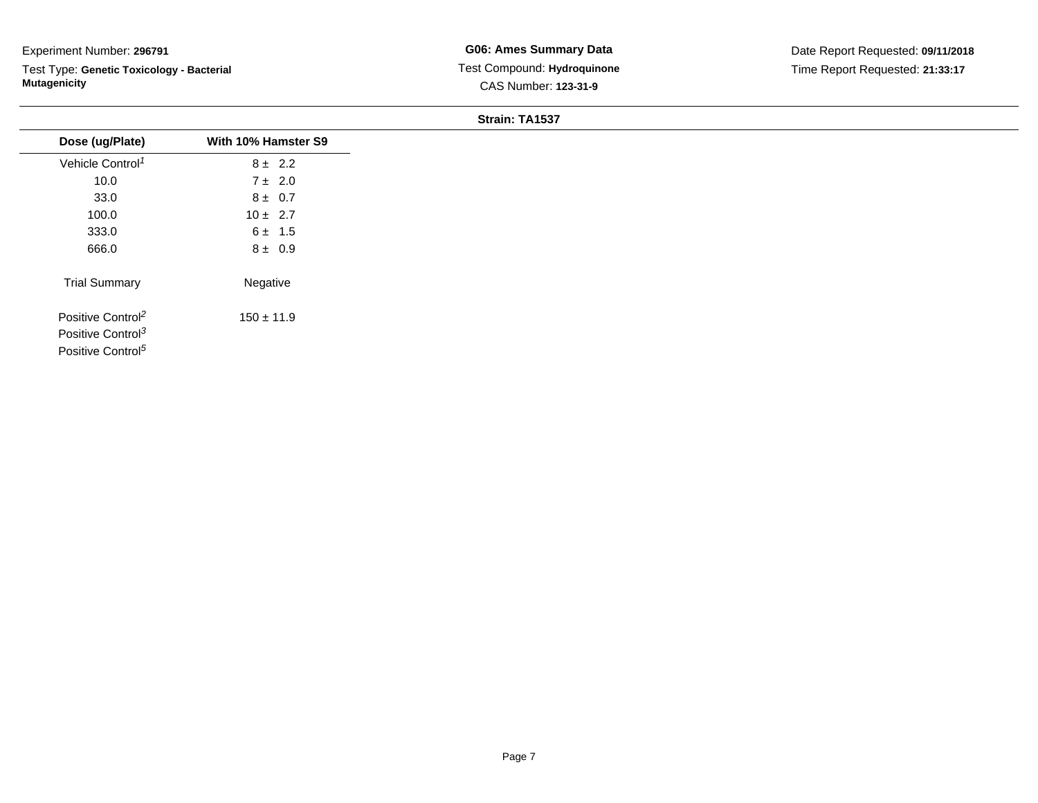Experiment Number: **296791**

Test Type: **Genetic Toxicology - Bacterial Mutagenicity**

**G06: Ames Summary Data**

Test Compound: **Hydroquinone**

CAS Number: **123-31-9**

Date Report Requested: **09/11/2018**

Time Report Requested: **21:33:17**

**Strain: TA1537**

| Dose (ug/Plate) | With 10% Hamster S9 |
|---|---|
| Vehicle Control[1] | 8 ± 2.2 |
| 10.0 | 7 ± 2.0 |
| 33.0 | 8 ± 0.7 |
| 100.0 | 10 ± 2.7 |
| 333.0 | 6 ± 1.5 |
| 666.0 | 8 ± 0.9 |
| Trial Summary | Negative |
| Positive Control[2] | 150 ± 11.9 |
| Positive Control[3] | |
| Positive Control[5] | |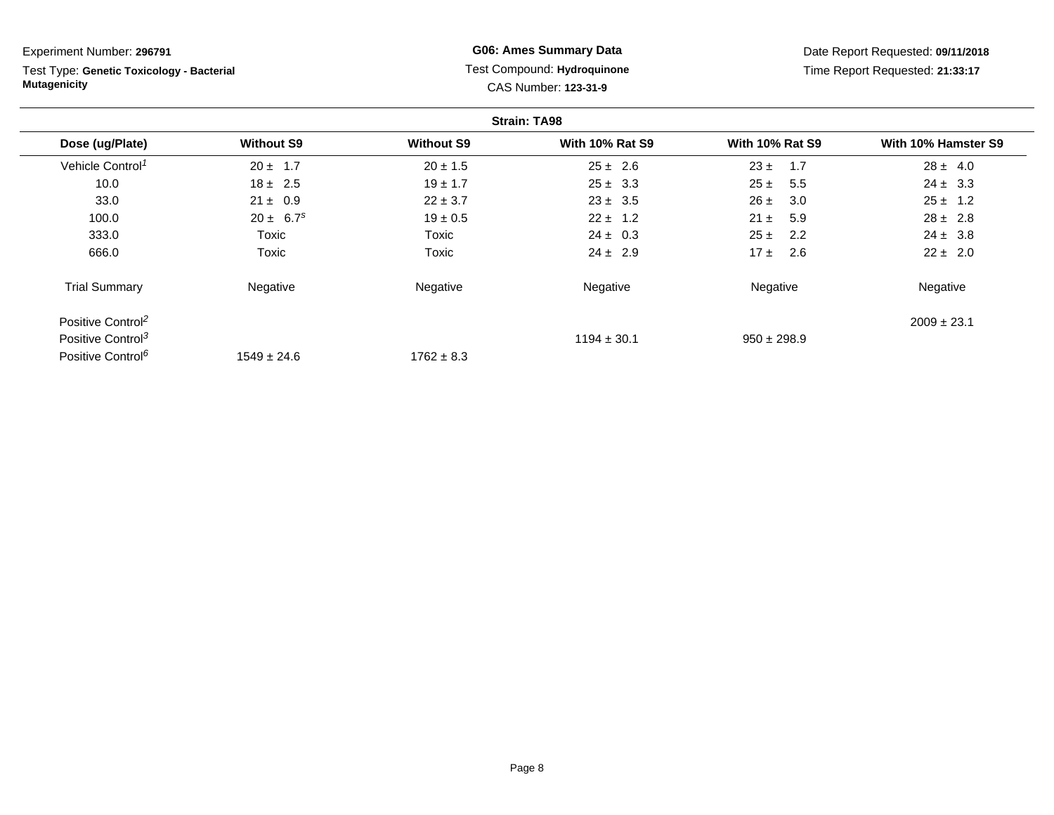Experiment Number: **296791**

Test Type: **Genetic Toxicology - Bacterial Mutagenicity**

**G06: Ames Summary Data**

Test Compound: **Hydroquinone**

CAS Number: **123-31-9**

Date Report Requested: **09/11/2018**

Time Report Requested: **21:33:17**

**Strain: TA98**

| Dose (ug/Plate) | Without S9 | Without S9 | With 10% Rat S9 | With 10% Rat S9 | With 10% Hamster S9 |
|---|---|---|---|---|---|
| Vehicle Control[1] | 20 ± 1.7 | 20 ± 1.5 | 25 ± 2.6 | 23 ± 1.7 | 28 ± 4.0 |
| 10.0 | 18 ± 2.5 | 19 ± 1.7 | 25 ± 3.3 | 25 ± 5.5 | 24 ± 3.3 |
| 33.0 | 21 ± 0.9 | 22 ± 3.7 | 23 ± 3.5 | 26 ± 3.0 | 25 ± 1.2 |
| 100.0 | 20 ± 6.7[s] | 19 ± 0.5 | 22 ± 1.2 | 21 ± 5.9 | 28 ± 2.8 |
| 333.0 | Toxic | Toxic | 24 ± 0.3 | 25 ± 2.2 | 24 ± 3.8 |
| 666.0 | Toxic | Toxic | 24 ± 2.9 | 17 ± 2.6 | 22 ± 2.0 |
| Trial Summary | Negative | Negative | Negative | Negative | Negative |
| Positive Control[2] | | | | | 2009 ± 23.1 |
| Positive Control[3] | | | 1194 ± 30.1 | 950 ± 298.9 | |
| Positive Control[6] | 1549 ± 24.6 | 1762 ± 8.3 | | | |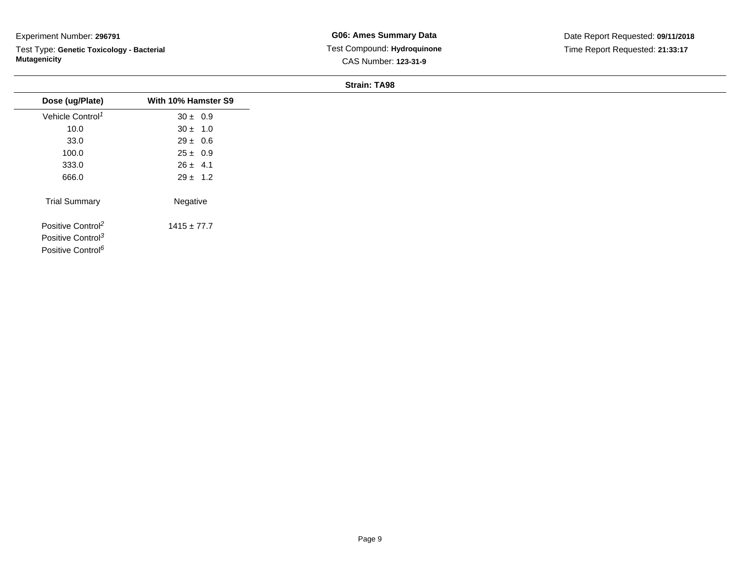Experiment Number: **296791**

Test Type: **Genetic Toxicology - Bacterial Mutagenicity**

**G06: Ames Summary Data**

Test Compound: **Hydroquinone**

CAS Number: **123-31-9**

Date Report Requested: **09/11/2018**

Time Report Requested: **21:33:17**

**Strain: TA98**

| Dose (ug/Plate) | With 10% Hamster S9 |
|---|---|
| Vehicle Control[1] | 30 ± 0.9 |
| 10.0 | 30 ± 1.0 |
| 33.0 | 29 ± 0.6 |
| 100.0 | 25 ± 0.9 |
| 333.0 | 26 ± 4.1 |
| 666.0 | 29 ± 1.2 |
| Trial Summary | Negative |
| Positive Control[2] | 1415 ± 77.7 |
| Positive Control[3] | |
| Positive Control[6] | |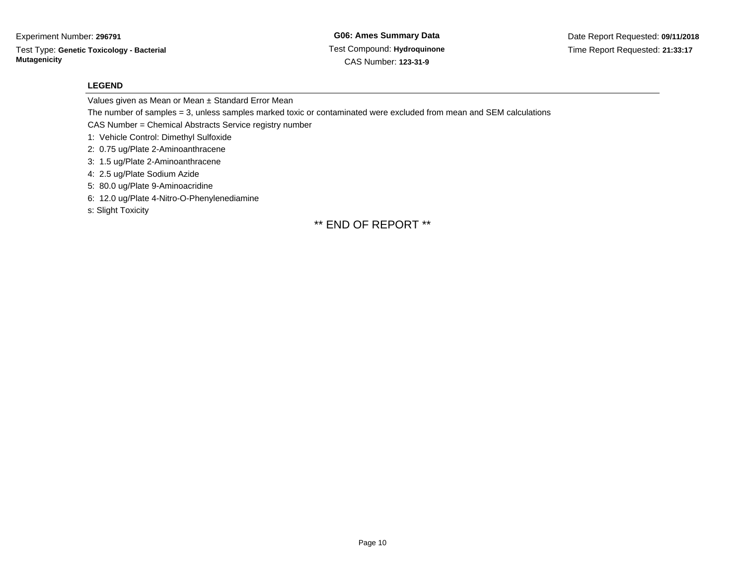#### LEGEND

Values given as Mean or Mean ± Standard Error Mean

The number of samples = 3, unless samples marked toxic or contaminated were excluded from mean and SEM calculations

CAS Number = Chemical Abstracts Service registry number

1: Vehicle Control: Dimethyl Sulfoxide

2: 0.75 ug/Plate 2-Aminoanthracene

3: 1.5 ug/Plate 2-Aminoanthracene

4: 2.5 ug/Plate Sodium Azide

5: 80.0 ug/Plate 9-Aminoacridine

6: 12.0 ug/Plate 4-Nitro-O-Phenylenediamine

s: Slight Toxicity

** END OF REPORT **